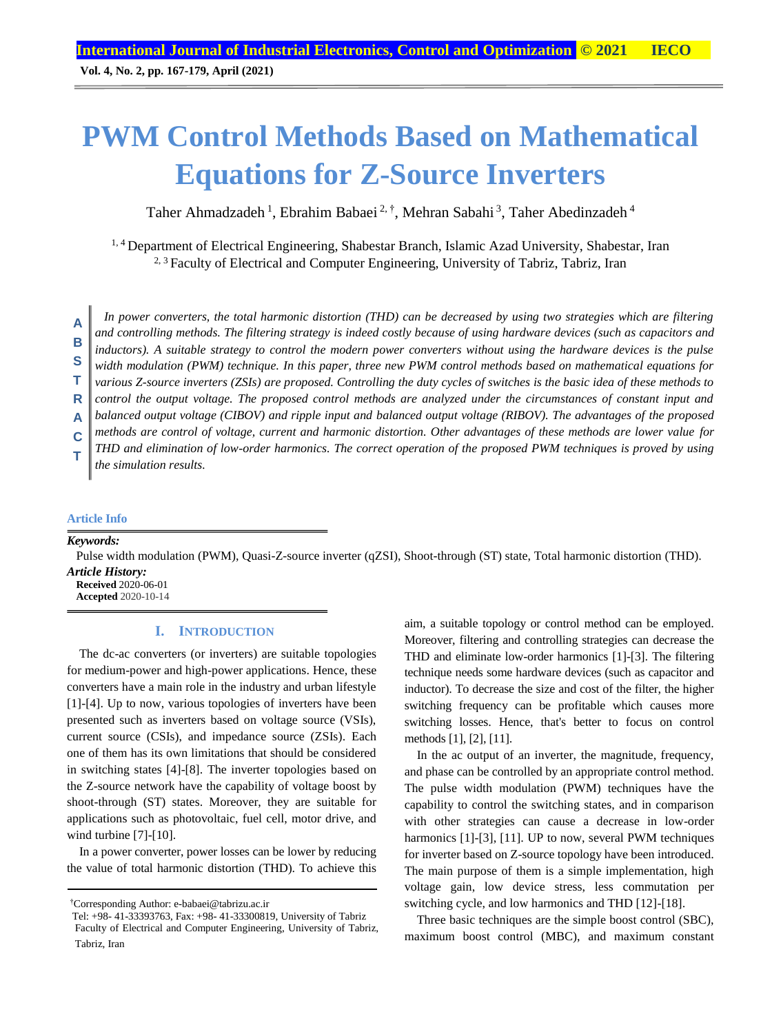# PWM Control Methods Based on Mathematical Equations for Z-Source Inverters

Taher Ahmadzadeh [1], Ebrahim Babaei [2, †], Mehran Sabahi [3], Taher Abedinzadeh [4]

[1, 4] Department of Electrical Engineering, Shabestar Branch, Islamic Azad University, Shabestar, Iran
[2, 3] Faculty of Electrical and Computer Engineering, University of Tabriz, Tabriz, Iran

**ABSTRACT**

*In power converters, the total harmonic distortion (THD) can be decreased by using two strategies which are filtering and controlling methods. The filtering strategy is indeed costly because of using hardware devices (such as capacitors and inductors). A suitable strategy to control the modern power converters without using the hardware devices is the pulse width modulation (PWM) technique. In this paper, three new PWM control methods based on mathematical equations for various Z-source inverters (ZSIs) are proposed. Controlling the duty cycles of switches is the basic idea of these methods to control the output voltage. The proposed control methods are analyzed under the circumstances of constant input and balanced output voltage (CIBOV) and ripple input and balanced output voltage (RIBOV). The advantages of the proposed methods are control of voltage, current and harmonic distortion. Other advantages of these methods are lower value for THD and elimination of low-order harmonics. The correct operation of the proposed PWM techniques is proved by using the simulation results.*

**Article Info**

***Keywords:***

Pulse width modulation (PWM), Quasi-Z-source inverter (qZSI), Shoot-through (ST) state, Total harmonic distortion (THD).

***Article History:***

**Received** 2020-06-01
**Accepted** 2020-10-14

## I. INTRODUCTION

The dc-ac converters (or inverters) are suitable topologies for medium-power and high-power applications. Hence, these converters have a main role in the industry and urban lifestyle [1]-[4]. Up to now, various topologies of inverters have been presented such as inverters based on voltage source (VSIs), current source (CSIs), and impedance source (ZSIs). Each one of them has its own limitations that should be considered in switching states [4]-[8]. The inverter topologies based on the Z-source network have the capability of voltage boost by shoot-through (ST) states. Moreover, they are suitable for applications such as photovoltaic, fuel cell, motor drive, and wind turbine [7]-[10].

In a power converter, power losses can be lower by reducing the value of total harmonic distortion (THD). To achieve this aim, a suitable topology or control method can be employed. Moreover, filtering and controlling strategies can decrease the THD and eliminate low-order harmonics [1]-[3]. The filtering technique needs some hardware devices (such as capacitor and inductor). To decrease the size and cost of the filter, the higher switching frequency can be profitable which causes more switching losses. Hence, that's better to focus on control methods [1], [2], [11].

In the ac output of an inverter, the magnitude, frequency, and phase can be controlled by an appropriate control method. The pulse width modulation (PWM) techniques have the capability to control the switching states, and in comparison with other strategies can cause a decrease in low-order harmonics [1]-[3], [11]. UP to now, several PWM techniques for inverter based on Z-source topology have been introduced. The main purpose of them is a simple implementation, high voltage gain, low device stress, less commutation per switching cycle, and low harmonics and THD [12]-[18].

Three basic techniques are the simple boost control (SBC), maximum boost control (MBC), and maximum constant

---

†Corresponding Author: e-babaei@tabrizu.ac.ir
Tel: +98- 41-33393763, Fax: +98- 41-33300819, University of Tabriz
Faculty of Electrical and Computer Engineering, University of Tabriz, Tabriz, Iran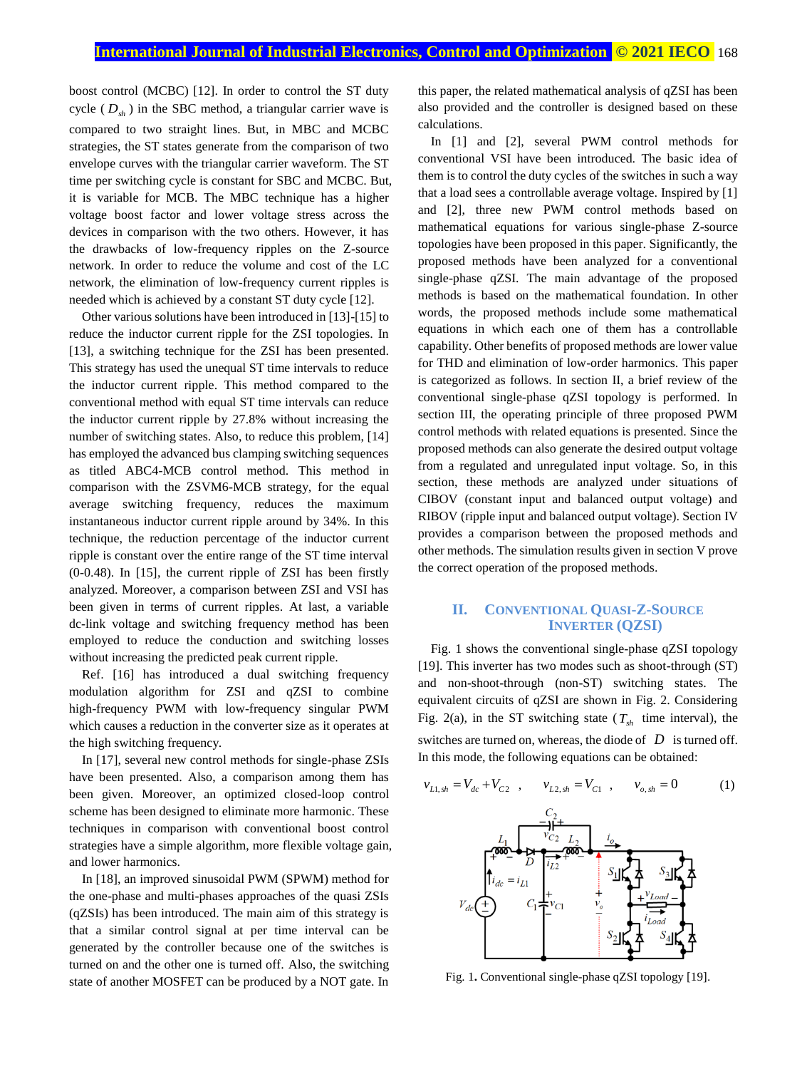boost control (MCBC) [12]. In order to control the ST duty cycle ( $D_{sh}$ ) in the SBC method, a triangular carrier wave is compared to two straight lines. But, in MBC and MCBC strategies, the ST states generate from the comparison of two envelope curves with the triangular carrier waveform. The ST time per switching cycle is constant for SBC and MCBC. But, it is variable for MCB. The MBC technique has a higher voltage boost factor and lower voltage stress across the devices in comparison with the two others. However, it has the drawbacks of low-frequency ripples on the Z-source network. In order to reduce the volume and cost of the LC network, the elimination of low-frequency current ripples is needed which is achieved by a constant ST duty cycle [12].

Other various solutions have been introduced in [13]-[15] to reduce the inductor current ripple for the ZSI topologies. In [13], a switching technique for the ZSI has been presented. This strategy has used the unequal ST time intervals to reduce the inductor current ripple. This method compared to the conventional method with equal ST time intervals can reduce the inductor current ripple by 27.8% without increasing the number of switching states. Also, to reduce this problem, [14] has employed the advanced bus clamping switching sequences as titled ABC4-MCB control method. This method in comparison with the ZSVM6-MCB strategy, for the equal average switching frequency, reduces the maximum instantaneous inductor current ripple around by 34%. In this technique, the reduction percentage of the inductor current ripple is constant over the entire range of the ST time interval (0-0.48). In [15], the current ripple of ZSI has been firstly analyzed. Moreover, a comparison between ZSI and VSI has been given in terms of current ripples. At last, a variable dc-link voltage and switching frequency method has been employed to reduce the conduction and switching losses without increasing the predicted peak current ripple.

Ref. [16] has introduced a dual switching frequency modulation algorithm for ZSI and qZSI to combine high-frequency PWM with low-frequency singular PWM which causes a reduction in the converter size as it operates at the high switching frequency.

In [17], several new control methods for single-phase ZSIs have been presented. Also, a comparison among them has been given. Moreover, an optimized closed-loop control scheme has been designed to eliminate more harmonic. These techniques in comparison with conventional boost control strategies have a simple algorithm, more flexible voltage gain, and lower harmonics.

In [18], an improved sinusoidal PWM (SPWM) method for the one-phase and multi-phases approaches of the quasi ZSIs (qZSIs) has been introduced. The main aim of this strategy is that a similar control signal at per time interval can be generated by the controller because one of the switches is turned on and the other one is turned off. Also, the switching state of another MOSFET can be produced by a NOT gate. In this paper, the related mathematical analysis of qZSI has been also provided and the controller is designed based on these calculations.

In [1] and [2], several PWM control methods for conventional VSI have been introduced. The basic idea of them is to control the duty cycles of the switches in such a way that a load sees a controllable average voltage. Inspired by [1] and [2], three new PWM control methods based on mathematical equations for various single-phase Z-source topologies have been proposed in this paper. Significantly, the proposed methods have been analyzed for a conventional single-phase qZSI. The main advantage of the proposed methods is based on the mathematical foundation. In other words, the proposed methods include some mathematical equations in which each one of them has a controllable capability. Other benefits of proposed methods are lower value for THD and elimination of low-order harmonics. This paper is categorized as follows. In section II, a brief review of the conventional single-phase qZSI topology is performed. In section III, the operating principle of three proposed PWM control methods with related equations is presented. Since the proposed methods can also generate the desired output voltage from a regulated and unregulated input voltage. So, in this section, these methods are analyzed under situations of CIBOV (constant input and balanced output voltage) and RIBOV (ripple input and balanced output voltage). Section IV provides a comparison between the proposed methods and other methods. The simulation results given in section V prove the correct operation of the proposed methods.

## II. Conventional Quasi-Z-Source Inverter (QZSI)

Fig. 1 shows the conventional single-phase qZSI topology [19]. This inverter has two modes such as shoot-through (ST) and non-shoot-through (non-ST) switching states. The equivalent circuits of qZSI are shown in Fig. 2. Considering Fig. 2(a), in the ST switching state ( $T_{sh}$ time interval), the switches are turned on, whereas, the diode of $D$ is turned off. In this mode, the following equations can be obtained:

$$v_{L1,sh} = V_{dc} + V_{C2} \quad , \quad v_{L2,sh} = V_{C1} \quad , \quad v_{o,sh} = 0 \qquad (1)$$

Fig. 1. Conventional single-phase qZSI topology [19].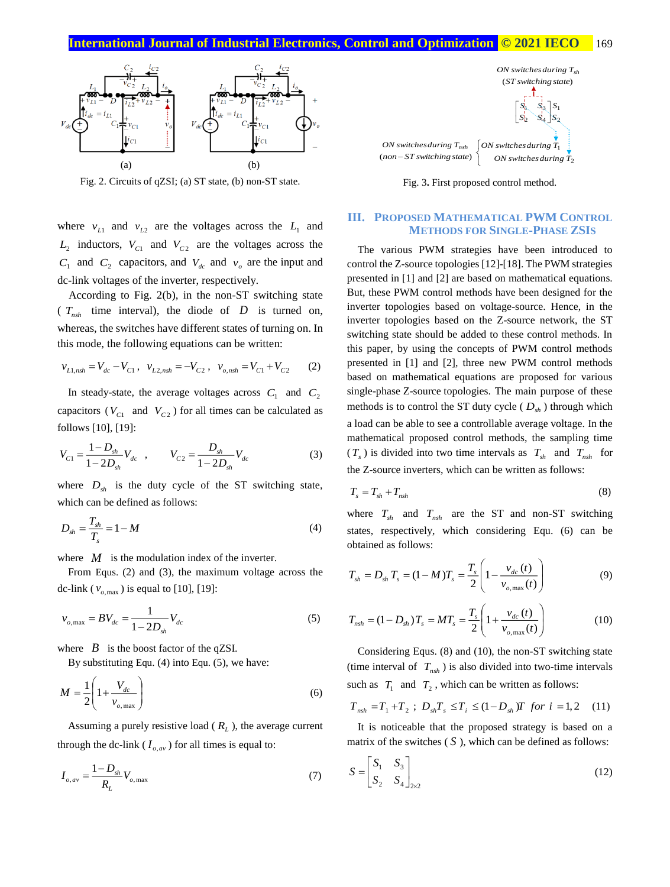Fig. 2. Circuits of qZSI; (a) ST state, (b) non-ST state.

where $v_{L1}$ and $v_{L2}$ are the voltages across the $L_1$ and $L_2$ inductors, $V_{C1}$ and $V_{C2}$ are the voltages across the $C_1$ and $C_2$ capacitors, and $V_{dc}$ and $v_o$ are the input and dc-link voltages of the inverter, respectively.

According to Fig. 2(b), in the non-ST switching state ($T_{nsh}$ time interval), the diode of $D$ is turned on, whereas, the switches have different states of turning on. In this mode, the following equations can be written:

$$v_{L1,nsh} = V_{dc} - V_{C1}, \quad v_{L2,nsh} = -V_{C2}, \quad v_{o,nsh} = V_{C1} + V_{C2} \tag{2}$$

In steady-state, the average voltages across $C_1$ and $C_2$ capacitors ($V_{C1}$ and $V_{C2}$) for all times can be calculated as follows [10], [19]:

$$V_{C1} = \frac{1-D_{sh}}{1-2D_{sh}} V_{dc}, \quad V_{C2} = \frac{D_{sh}}{1-2D_{sh}} V_{dc} \tag{3}$$

where $D_{sh}$ is the duty cycle of the ST switching state, which can be defined as follows:

$$D_{sh} = \frac{T_{sh}}{T_s} = 1 - M \tag{4}$$

where $M$ is the modulation index of the inverter.

From Equs. (2) and (3), the maximum voltage across the dc-link ($v_{o,\max}$) is equal to [10], [19]:

$$v_{o,\max} = BV_{dc} = \frac{1}{1-2D_{sh}} V_{dc} \tag{5}$$

where $B$ is the boost factor of the qZSI.

By substituting Equ. (4) into Equ. (5), we have:

$$M = \frac{1}{2}\left(1 + \frac{V_{dc}}{v_{o,\max}}\right) \tag{6}$$

Assuming a purely resistive load ($R_L$), the average current through the dc-link ($I_{o,av}$) for all times is equal to:

$$I_{o,av} = \frac{1-D_{sh}}{R_L} V_{o,\max} \tag{7}$$

Fig. 3. First proposed control method.

## III. PROPOSED MATHEMATICAL PWM CONTROL METHODS FOR SINGLE-PHASE ZSIS

The various PWM strategies have been introduced to control the Z-source topologies [12]-[18]. The PWM strategies presented in [1] and [2] are based on mathematical equations. But, these PWM control methods have been designed for the inverter topologies based on voltage-source. Hence, in the inverter topologies based on the Z-source network, the ST switching state should be added to these control methods. In this paper, by using the concepts of PWM control methods presented in [1] and [2], three new PWM control methods based on mathematical equations are proposed for various single-phase Z-source topologies. The main purpose of these methods is to control the ST duty cycle ($D_{sh}$) through which a load can be able to see a controllable average voltage. In the mathematical proposed control methods, the sampling time ($T_s$) is divided into two time intervals as $T_{sh}$ and $T_{nsh}$ for the Z-source inverters, which can be written as follows:

$$T_s = T_{sh} + T_{nsh} \tag{8}$$

where $T_{sh}$ and $T_{nsh}$ are the ST and non-ST switching states, respectively, which considering Equ. (6) can be obtained as follows:

$$T_{sh} = D_{sh}\, T_s = (1-M)T_s = \frac{T_s}{2}\left(1 - \frac{v_{dc}(t)}{v_{o,\max}(t)}\right) \tag{9}$$

$$T_{nsh} = (1-D_{sh})T_s = MT_s = \frac{T_s}{2}\left(1 + \frac{v_{dc}(t)}{v_{o,\max}(t)}\right) \tag{10}$$

Considering Equs. (8) and (10), the non-ST switching state (time interval of $T_{nsh}$) is also divided into two-time intervals such as $T_1$ and $T_2$, which can be written as follows:

$$T_{nsh} = T_1 + T_2\,;\; D_{sh}T_s \le T_i \le (1-D_{sh})T \;\; for\; i = 1,2 \tag{11}$$

It is noticeable that the proposed strategy is based on a matrix of the switches ($S$), which can be defined as follows:

$$S = \begin{bmatrix} S_1 & S_3 \\ S_2 & S_4 \end{bmatrix}_{2\times 2} \tag{12}$$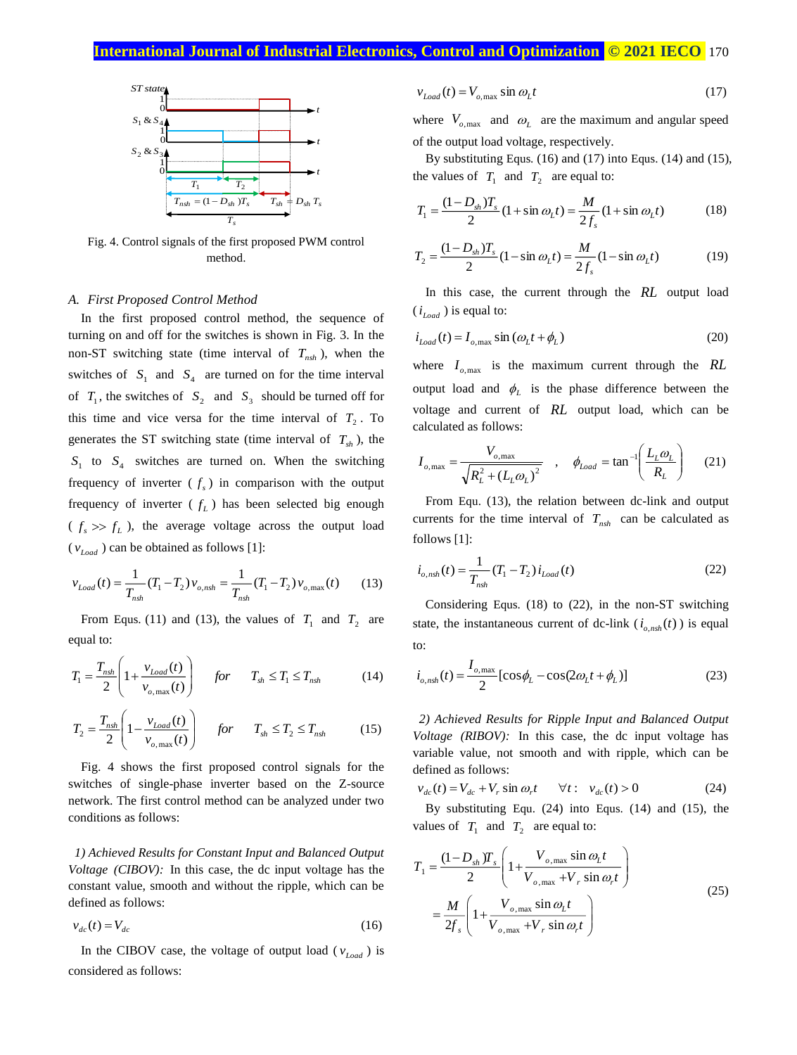Fig. 4. Control signals of the first proposed PWM control method.

### A. First Proposed Control Method

In the first proposed control method, the sequence of turning on and off for the switches is shown in Fig. 3. In the non-ST switching state (time interval of $T_{nsh}$), when the switches of $S_1$ and $S_4$ are turned on for the time interval of $T_1$, the switches of $S_2$ and $S_3$ should be turned off for this time and vice versa for the time interval of $T_2$. To generates the ST switching state (time interval of $T_{sh}$), the $S_1$ to $S_4$ switches are turned on. When the switching frequency of inverter ($f_s$) in comparison with the output frequency of inverter ($f_L$) has been selected big enough ($f_s >> f_L$), the average voltage across the output load ($v_{Load}$) can be obtained as follows [1]:

$$v_{Load}(t) = \frac{1}{T_{nsh}}(T_1 - T_2)\, v_{o,nsh} = \frac{1}{T_{nsh}}(T_1 - T_2)\, v_{o,\max}(t) \qquad (13)$$

From Equs. (11) and (13), the values of $T_1$ and $T_2$ are equal to:

$$T_1 = \frac{T_{nsh}}{2}\left(1 + \frac{v_{Load}(t)}{v_{o,\max}(t)}\right) \quad for \quad T_{sh} \le T_1 \le T_{nsh} \qquad (14)$$

$$T_2 = \frac{T_{nsh}}{2}\left(1 - \frac{v_{Load}(t)}{v_{o,\max}(t)}\right) \quad for \quad T_{sh} \le T_2 \le T_{nsh} \qquad (15)$$

Fig. 4 shows the first proposed control signals for the switches of single-phase inverter based on the Z-source network. The first control method can be analyzed under two conditions as follows:

*1) Achieved Results for Constant Input and Balanced Output Voltage (CIBOV):* In this case, the dc input voltage has the constant value, smooth and without the ripple, which can be defined as follows:

$$v_{dc}(t) = V_{dc} \qquad (16)$$

In the CIBOV case, the voltage of output load ($v_{Load}$) is considered as follows:

$$v_{Load}(t) = V_{o,\max} \sin \omega_L t \qquad (17)$$

where $V_{o,\max}$ and $\omega_L$ are the maximum and angular speed of the output load voltage, respectively.

By substituting Equs. (16) and (17) into Equs. (14) and (15), the values of $T_1$ and $T_2$ are equal to:

$$T_1 = \frac{(1 - D_{sh})T_s}{2}(1 + \sin \omega_L t) = \frac{M}{2 f_s}(1 + \sin \omega_L t) \qquad (18)$$

$$T_2 = \frac{(1 - D_{sh})T_s}{2}(1 - \sin \omega_L t) = \frac{M}{2 f_s}(1 - \sin \omega_L t) \qquad (19)$$

In this case, the current through the $RL$ output load ($i_{Load}$) is equal to:

$$i_{Load}(t) = I_{o,\max} \sin(\omega_L t + \phi_L) \qquad (20)$$

where $I_{o,\max}$ is the maximum current through the $RL$ output load and $\phi_L$ is the phase difference between the voltage and current of $RL$ output load, which can be calculated as follows:

$$I_{o,\max} = \frac{V_{o,\max}}{\sqrt{R_L^2 + (L_L \omega_L)^2}} \quad , \quad \phi_{Load} = \tan^{-1}\left(\frac{L_L \omega_L}{R_L}\right) \qquad (21)$$

From Equ. (13), the relation between dc-link and output currents for the time interval of $T_{nsh}$ can be calculated as follows [1]:

$$i_{o,nsh}(t) = \frac{1}{T_{nsh}}(T_1 - T_2)\, i_{Load}(t) \qquad (22)$$

Considering Equs. (18) to (22), in the non-ST switching state, the instantaneous current of dc-link ($i_{o,nsh}(t)$) is equal to:

$$i_{o,nsh}(t) = \frac{I_{o,\max}}{2}[\cos\phi_L - \cos(2\omega_L t + \phi_L)] \qquad (23)$$

*2) Achieved Results for Ripple Input and Balanced Output Voltage (RIBOV):* In this case, the dc input voltage has variable value, not smooth and with ripple, which can be defined as follows:

$$v_{dc}(t) = V_{dc} + V_r \sin \omega_r t \qquad \forall t: \; v_{dc}(t) > 0 \qquad (24)$$

By substituting Equ. (24) into Equs. (14) and (15), the values of $T_1$ and $T_2$ are equal to:

$$T_1 = \frac{(1 - D_{sh})T_s}{2}\left(1 + \frac{V_{o,\max} \sin \omega_L t}{V_{o,\max} + V_r \sin \omega_r t}\right) = \frac{M}{2 f_s}\left(1 + \frac{V_{o,\max} \sin \omega_L t}{V_{o,\max} + V_r \sin \omega_r t}\right) \qquad (25)$$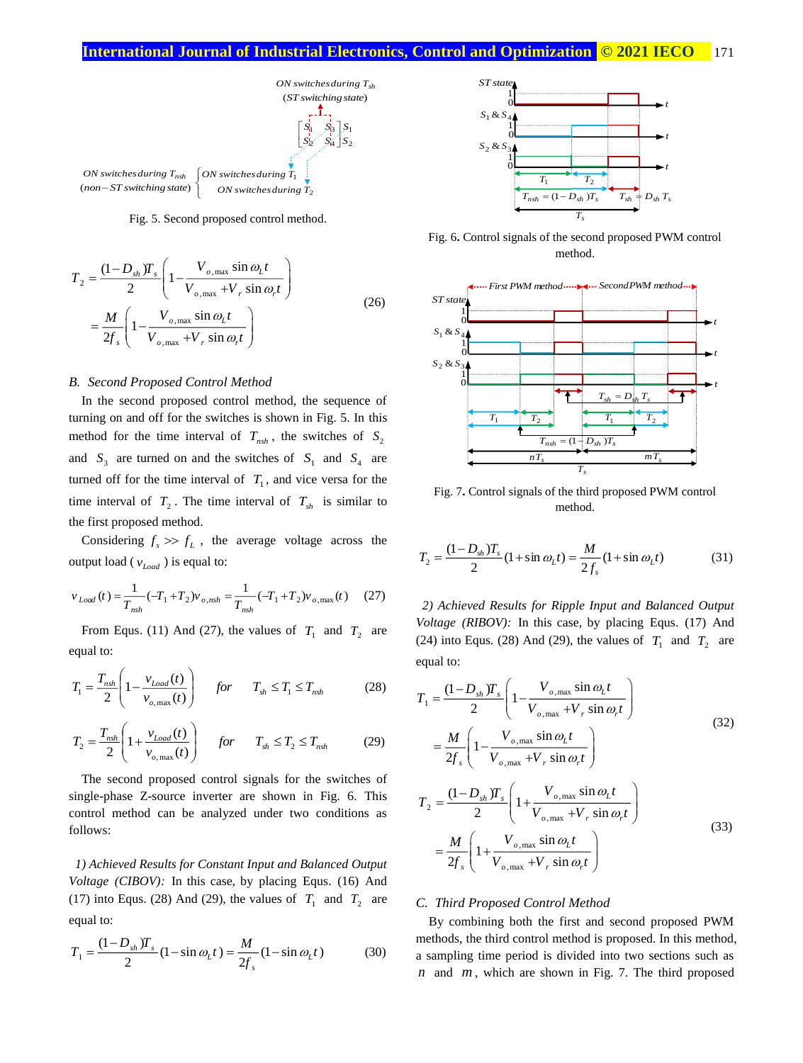Fig. 5. Second proposed control method.

$$T_2 = \frac{(1-D_{sh})T_s}{2}\left(1-\frac{V_{o,\max}\sin\omega_L t}{V_{o,\max}+V_r\sin\omega_r t}\right) = \frac{M}{2f_s}\left(1-\frac{V_{o,\max}\sin\omega_L t}{V_{o,\max}+V_r\sin\omega_r t}\right) \tag{26}$$

### B. Second Proposed Control Method

In the second proposed control method, the sequence of turning on and off for the switches is shown in Fig. 5. In this method for the time interval of $T_{nsh}$, the switches of $S_2$ and $S_3$ are turned on and the switches of $S_1$ and $S_4$ are turned off for the time interval of $T_1$, and vice versa for the time interval of $T_2$. The time interval of $T_{sh}$ is similar to the first proposed method.

Considering $f_s >> f_L$, the average voltage across the output load ($v_{Load}$) is equal to:

$$v_{Load}(t) = \frac{1}{T_{nsh}}(-T_1+T_2)v_{o,nsh} = \frac{1}{T_{nsh}}(-T_1+T_2)v_{o,\max}(t) \tag{27}$$

From Equs. (11) And (27), the values of $T_1$ and $T_2$ are equal to:

$$T_1 = \frac{T_{nsh}}{2}\left(1-\frac{v_{Load}(t)}{v_{o,\max}(t)}\right) \quad for \quad T_{sh} \le T_1 \le T_{nsh} \tag{28}$$

$$T_2 = \frac{T_{nsh}}{2}\left(1+\frac{v_{Load}(t)}{v_{o,\max}(t)}\right) \quad for \quad T_{sh} \le T_2 \le T_{nsh} \tag{29}$$

The second proposed control signals for the switches of single-phase Z-source inverter are shown in Fig. 6. This control method can be analyzed under two conditions as follows:

*1) Achieved Results for Constant Input and Balanced Output Voltage (CIBOV):* In this case, by placing Equs. (16) And (17) into Equs. (28) And (29), the values of $T_1$ and $T_2$ are equal to:

$$T_1 = \frac{(1-D_{sh})T_s}{2}(1-\sin\omega_L t) = \frac{M}{2f_s}(1-\sin\omega_L t) \tag{30}$$

Fig. 6. Control signals of the second proposed PWM control method.

Fig. 7. Control signals of the third proposed PWM control method.

$$T_2 = \frac{(1-D_{sh})T_s}{2}(1+\sin\omega_L t) = \frac{M}{2f_s}(1+\sin\omega_L t) \tag{31}$$

*2) Achieved Results for Ripple Input and Balanced Output Voltage (RIBOV):* In this case, by placing Equs. (17) And (24) into Equs. (28) And (29), the values of $T_1$ and $T_2$ are equal to:

$$T_1 = \frac{(1-D_{sh})T_s}{2}\left(1-\frac{V_{o,\max}\sin\omega_L t}{V_{o,\max}+V_r\sin\omega_r t}\right) = \frac{M}{2f_s}\left(1-\frac{V_{o,\max}\sin\omega_L t}{V_{o,\max}+V_r\sin\omega_r t}\right) \tag{32}$$

$$T_2 = \frac{(1-D_{sh})T_s}{2}\left(1+\frac{V_{o,\max}\sin\omega_L t}{V_{o,\max}+V_r\sin\omega_r t}\right) = \frac{M}{2f_s}\left(1+\frac{V_{o,\max}\sin\omega_L t}{V_{o,\max}+V_r\sin\omega_r t}\right) \tag{33}$$

### C. Third Proposed Control Method

By combining both the first and second proposed PWM methods, the third control method is proposed. In this method, a sampling time period is divided into two sections such as $n$ and $m$, which are shown in Fig. 7. The third proposed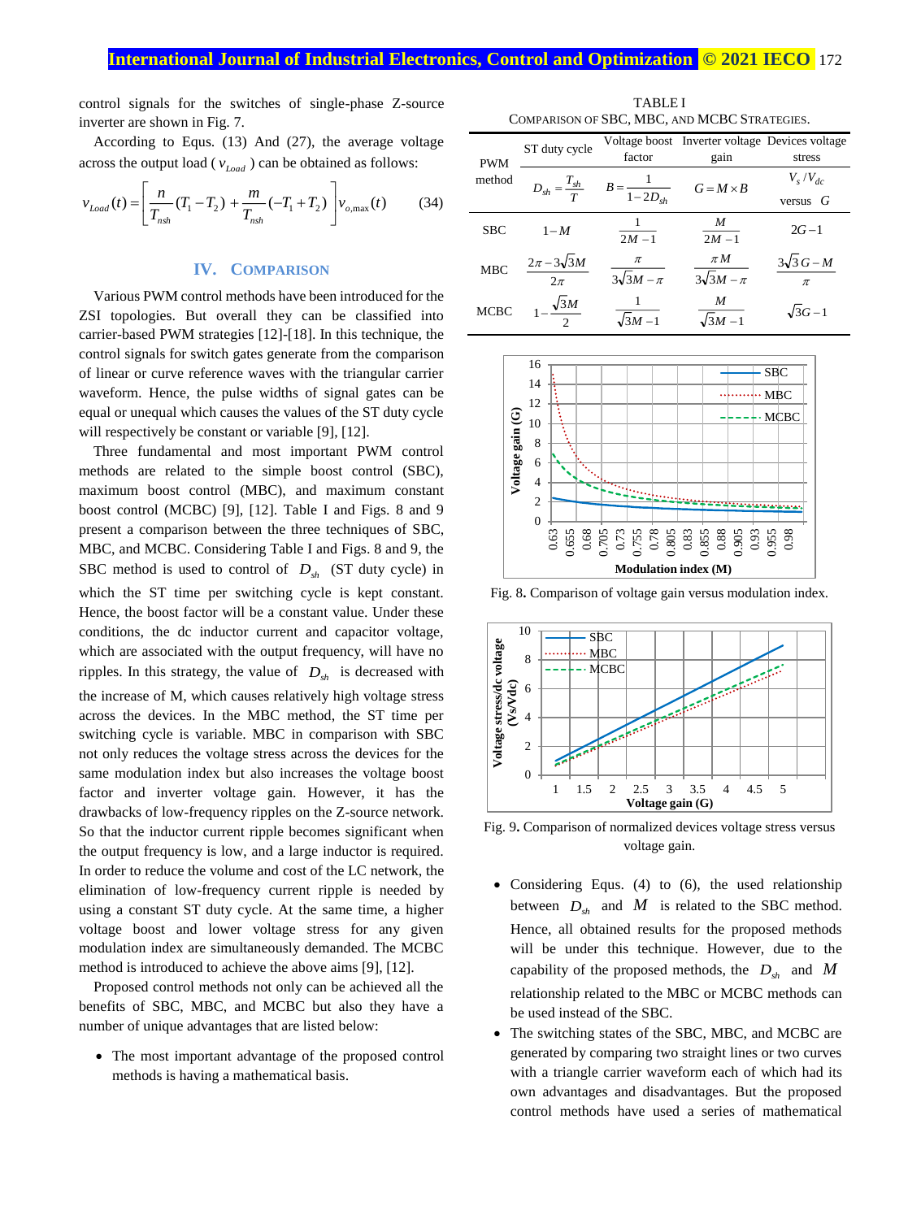control signals for the switches of single-phase Z-source inverter are shown in Fig. 7.

According to Equs. (13) And (27), the average voltage across the output load ( $v_{Load}$ ) can be obtained as follows:

$$v_{Load}(t) = \left[ \frac{n}{T_{nsh}}(T_1 - T_2) + \frac{m}{T_{nsh}}(-T_1 + T_2) \right] v_{o,\max}(t) \qquad (34)$$

## IV. Comparison

Various PWM control methods have been introduced for the ZSI topologies. But overall they can be classified into carrier-based PWM strategies [12]-[18]. In this technique, the control signals for switch gates generate from the comparison of linear or curve reference waves with the triangular carrier waveform. Hence, the pulse widths of signal gates can be equal or unequal which causes the values of the ST duty cycle will respectively be constant or variable [9], [12].

Three fundamental and most important PWM control methods are related to the simple boost control (SBC), maximum boost control (MBC), and maximum constant boost control (MCBC) [9], [12]. Table I and Figs. 8 and 9 present a comparison between the three techniques of SBC, MBC, and MCBC. Considering Table I and Figs. 8 and 9, the SBC method is used to control of $D_{sh}$ (ST duty cycle) in which the ST time per switching cycle is kept constant. Hence, the boost factor will be a constant value. Under these conditions, the dc inductor current and capacitor voltage, which are associated with the output frequency, will have no ripples. In this strategy, the value of $D_{sh}$ is decreased with the increase of M, which causes relatively high voltage stress across the devices. In the MBC method, the ST time per switching cycle is variable. MBC in comparison with SBC not only reduces the voltage stress across the devices for the same modulation index but also increases the voltage boost factor and inverter voltage gain. However, it has the drawbacks of low-frequency ripples on the Z-source network. So that the inductor current ripple becomes significant when the output frequency is low, and a large inductor is required. In order to reduce the volume and cost of the LC network, the elimination of low-frequency current ripple is needed by using a constant ST duty cycle. At the same time, a higher voltage boost and lower voltage stress for any given modulation index are simultaneously demanded. The MCBC method is introduced to achieve the above aims [9], [12].

Proposed control methods not only can be achieved all the benefits of SBC, MBC, and MCBC but also they have a number of unique advantages that are listed below:

- The most important advantage of the proposed control methods is having a mathematical basis.

TABLE I
Comparison of SBC, MBC, and MCBC Strategies.

| PWM method | ST duty cycle $D_{sh} = \frac{T_{sh}}{T}$ | Voltage boost factor $B = \frac{1}{1-2D_{sh}}$ | Inverter voltage gain $G = M \times B$ | Devices voltage stress $V_s / V_{dc}$ versus $G$ |
|---|---|---|---|---|
| SBC | $1-M$ | $\frac{1}{2M-1}$ | $\frac{M}{2M-1}$ | $2G-1$ |
| MBC | $\frac{2\pi - 3\sqrt{3}M}{2\pi}$ | $\frac{\pi}{3\sqrt{3}M-\pi}$ | $\frac{\pi M}{3\sqrt{3}M-\pi}$ | $\frac{3\sqrt{3}G-M}{\pi}$ |
| MCBC | $1-\frac{\sqrt{3}M}{2}$ | $\frac{1}{\sqrt{3}M-1}$ | $\frac{M}{\sqrt{3}M-1}$ | $\sqrt{3}G-1$ |

Fig. 8. Comparison of voltage gain versus modulation index.

Fig. 9. Comparison of normalized devices voltage stress versus voltage gain.

- Considering Equs. (4) to (6), the used relationship between $D_{sh}$ and $M$ is related to the SBC method. Hence, all obtained results for the proposed methods will be under this technique. However, due to the capability of the proposed methods, the $D_{sh}$ and $M$ relationship related to the MBC or MCBC methods can be used instead of the SBC.
- The switching states of the SBC, MBC, and MCBC are generated by comparing two straight lines or two curves with a triangle carrier waveform each of which had its own advantages and disadvantages. But the proposed control methods have used a series of mathematical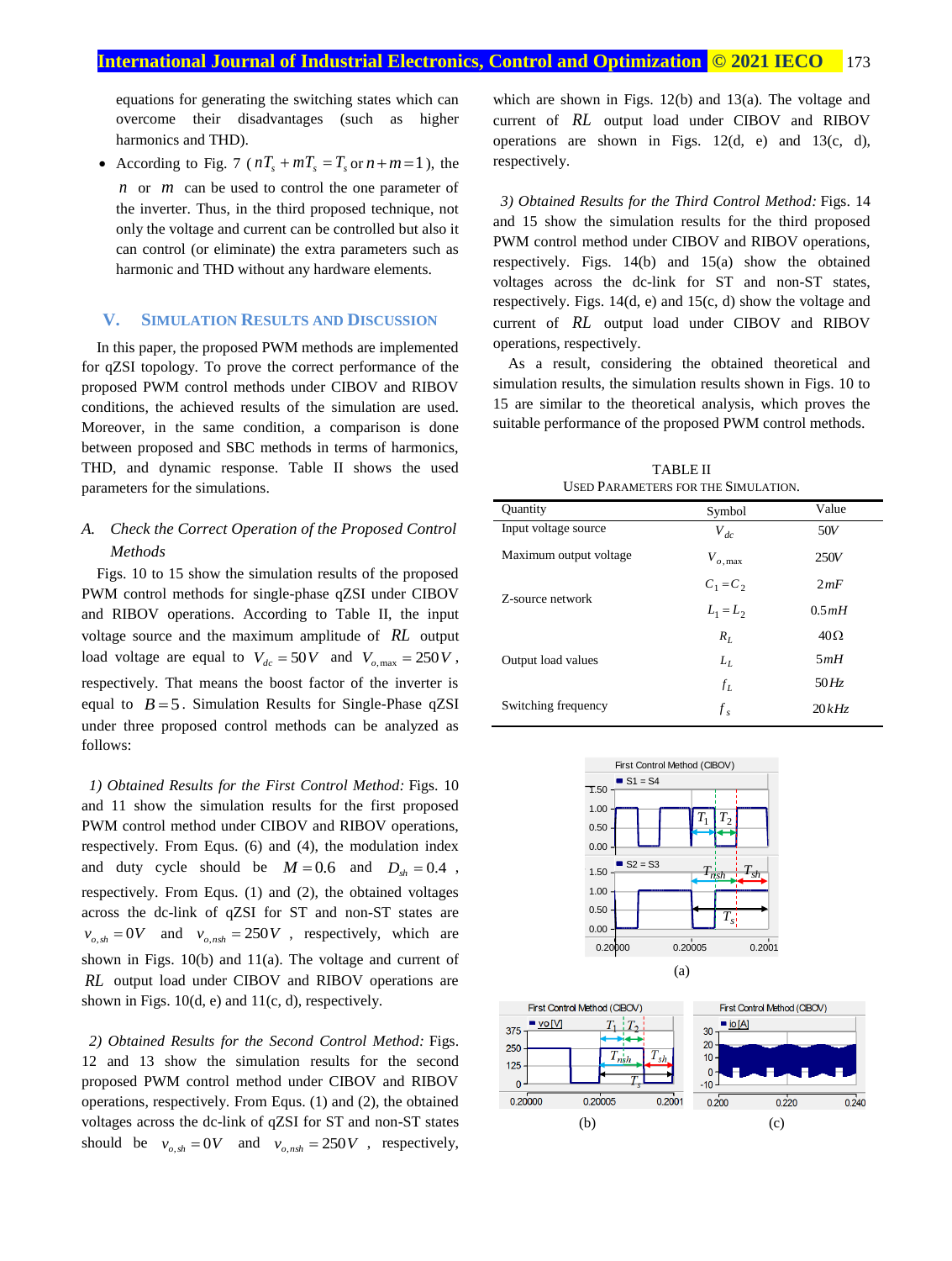equations for generating the switching states which can overcome their disadvantages (such as higher harmonics and THD).

- According to Fig. 7 ( $nT_s + mT_s = T_s$ or $n + m = 1$ ), the $n$ or $m$ can be used to control the one parameter of the inverter. Thus, in the third proposed technique, not only the voltage and current can be controlled but also it can control (or eliminate) the extra parameters such as harmonic and THD without any hardware elements.

## V. Simulation Results and Discussion

In this paper, the proposed PWM methods are implemented for qZSI topology. To prove the correct performance of the proposed PWM control methods under CIBOV and RIBOV conditions, the achieved results of the simulation are used. Moreover, in the same condition, a comparison is done between proposed and SBC methods in terms of harmonics, THD, and dynamic response. Table II shows the used parameters for the simulations.

### A. Check the Correct Operation of the Proposed Control Methods

Figs. 10 to 15 show the simulation results of the proposed PWM control methods for single-phase qZSI under CIBOV and RIBOV operations. According to Table II, the input voltage source and the maximum amplitude of $RL$ output load voltage are equal to $V_{dc} = 50V$ and $V_{o,\max} = 250V$, respectively. That means the boost factor of the inverter is equal to $B = 5$. Simulation Results for Single-Phase qZSI under three proposed control methods can be analyzed as follows:

*1) Obtained Results for the First Control Method:* Figs. 10 and 11 show the simulation results for the first proposed PWM control method under CIBOV and RIBOV operations, respectively. From Equs. (6) and (4), the modulation index and duty cycle should be $M = 0.6$ and $D_{sh} = 0.4$, respectively. From Equs. (1) and (2), the obtained voltages across the dc-link of qZSI for ST and non-ST states are $v_{o,sh} = 0V$ and $v_{o,nsh} = 250V$, respectively, which are shown in Figs. 10(b) and 11(a). The voltage and current of $RL$ output load under CIBOV and RIBOV operations are shown in Figs. 10(d, e) and 11(c, d), respectively.

*2) Obtained Results for the Second Control Method:* Figs. 12 and 13 show the simulation results for the second proposed PWM control method under CIBOV and RIBOV operations, respectively. From Equs. (1) and (2), the obtained voltages across the dc-link of qZSI for ST and non-ST states should be $v_{o,sh} = 0V$ and $v_{o,nsh} = 250V$, respectively, which are shown in Figs. 12(b) and 13(a). The voltage and current of $RL$ output load under CIBOV and RIBOV operations are shown in Figs. 12(d, e) and 13(c, d), respectively.

*3) Obtained Results for the Third Control Method:* Figs. 14 and 15 show the simulation results for the third proposed PWM control method under CIBOV and RIBOV operations, respectively. Figs. 14(b) and 15(a) show the obtained voltages across the dc-link for ST and non-ST states, respectively. Figs. 14(d, e) and 15(c, d) show the voltage and current of $RL$ output load under CIBOV and RIBOV operations, respectively.

As a result, considering the obtained theoretical and simulation results, the simulation results shown in Figs. 10 to 15 are similar to the theoretical analysis, which proves the suitable performance of the proposed PWM control methods.

TABLE II
Used Parameters for the Simulation.

| Quantity | Symbol | Value |
|---|---|---|
| Input voltage source | $V_{dc}$ | $50V$ |
| Maximum output voltage | $V_{o,\max}$ | $250V$ |
| Z-source network | $C_1 = C_2$ | $2mF$ |
| | $L_1 = L_2$ | $0.5mH$ |
| Output load values | $R_L$ | $40\Omega$ |
| | $L_L$ | $5mH$ |
| | $f_L$ | $50Hz$ |
| Switching frequency | $f_s$ | $20kHz$ |

(a)

(b) (c)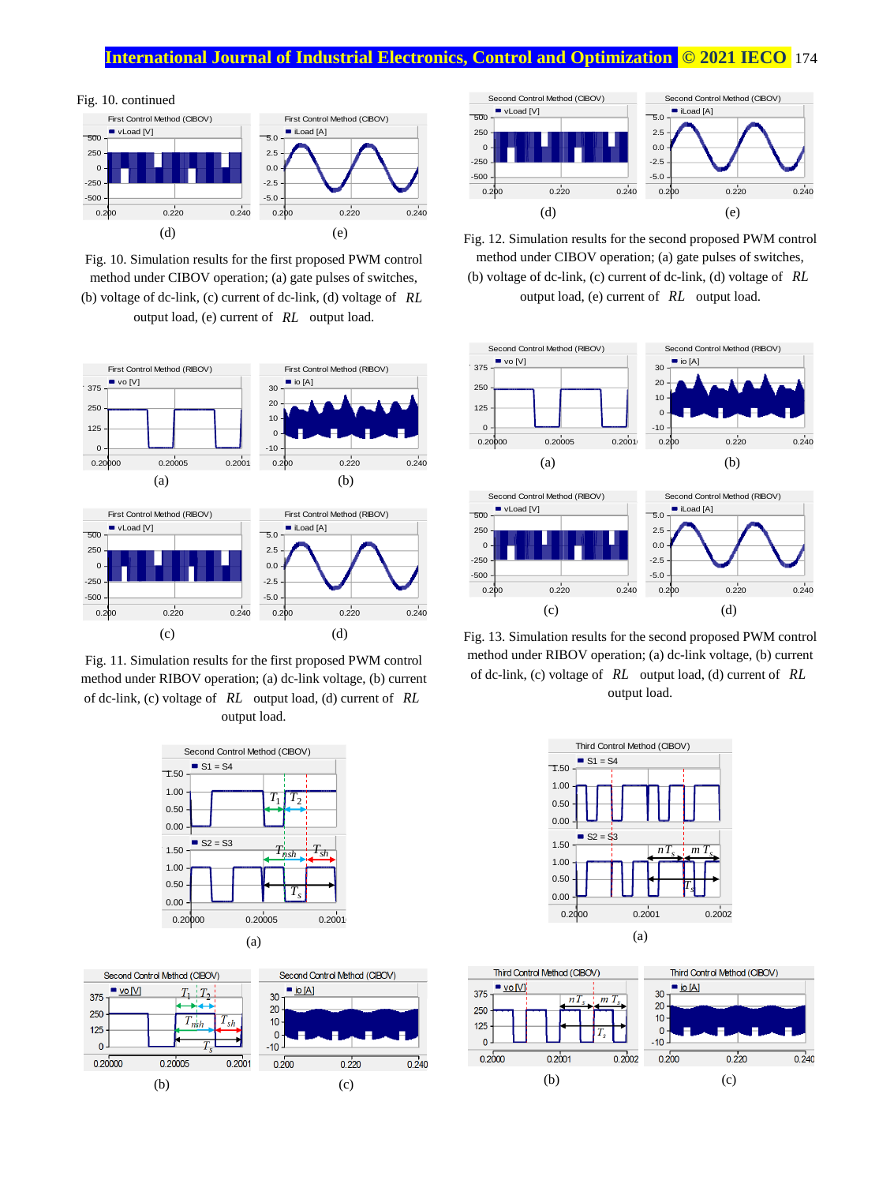Fig. 10. continued

(d) (e)

Fig. 10. Simulation results for the first proposed PWM control method under CIBOV operation; (a) gate pulses of switches, (b) voltage of dc-link, (c) current of dc-link, (d) voltage of $RL$ output load, (e) current of $RL$ output load.

(a) (b)

(c) (d)

Fig. 11. Simulation results for the first proposed PWM control method under RIBOV operation; (a) dc-link voltage, (b) current of dc-link, (c) voltage of $RL$ output load, (d) current of $RL$ output load.

(d) (e)

Fig. 12. Simulation results for the second proposed PWM control method under CIBOV operation; (a) gate pulses of switches, (b) voltage of dc-link, (c) current of dc-link, (d) voltage of $RL$ output load, (e) current of $RL$ output load.

(a) (b)

(c) (d)

Fig. 13. Simulation results for the second proposed PWM control method under RIBOV operation; (a) dc-link voltage, (b) current of dc-link, (c) voltage of $RL$ output load, (d) current of $RL$ output load.

(a)

(b) (c)

(a)

(b) (c)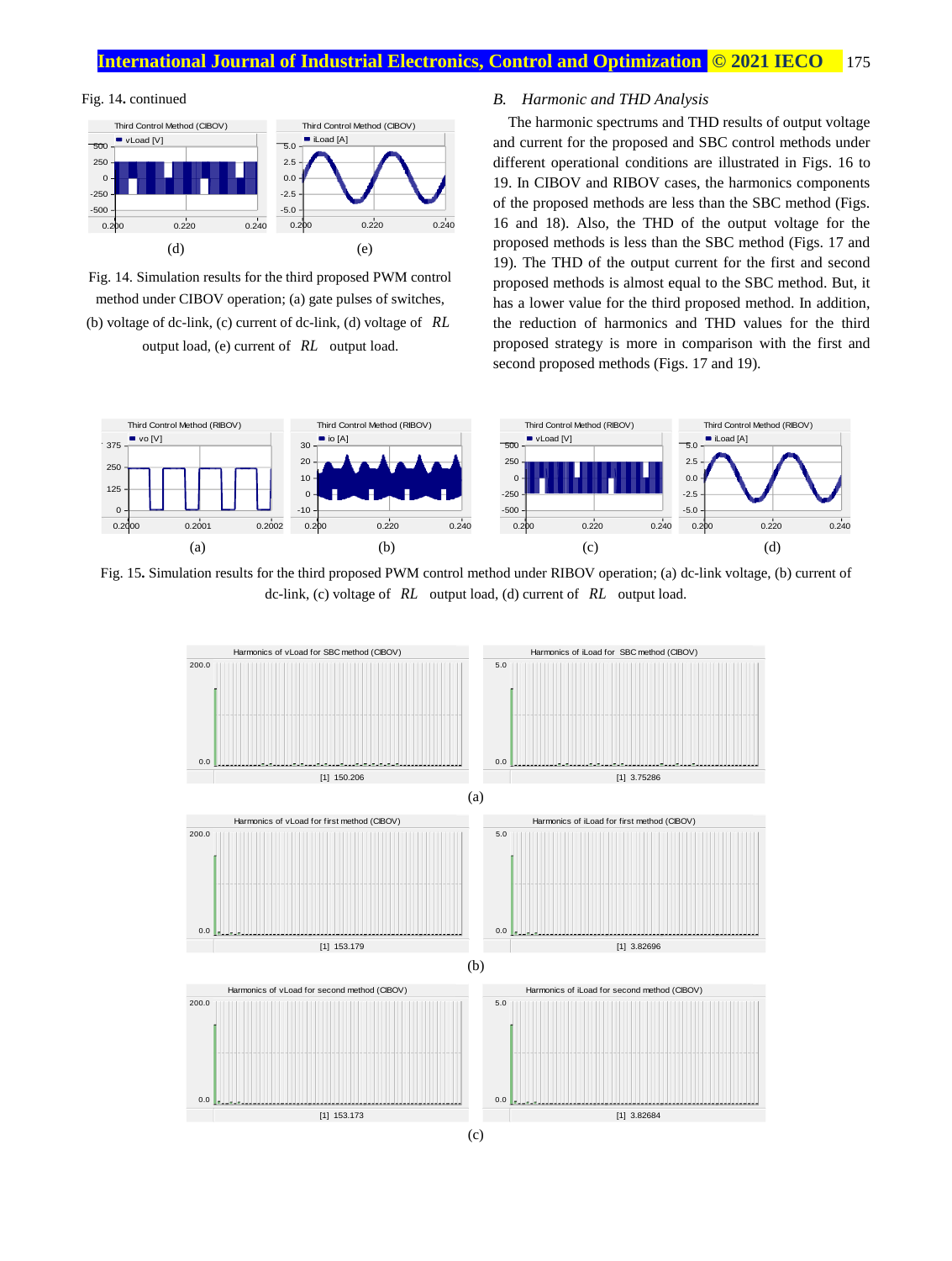Fig. 14. continued

(d) (e)

Fig. 14. Simulation results for the third proposed PWM control method under CIBOV operation; (a) gate pulses of switches, (b) voltage of dc-link, (c) current of dc-link, (d) voltage of $RL$ output load, (e) current of $RL$ output load.

### B. *Harmonic and THD Analysis*

The harmonic spectrums and THD results of output voltage and current for the proposed and SBC control methods under different operational conditions are illustrated in Figs. 16 to 19. In CIBOV and RIBOV cases, the harmonics components of the proposed methods are less than the SBC method (Figs. 16 and 18). Also, the THD of the output voltage for the proposed methods is less than the SBC method (Figs. 17 and 19). The THD of the output current for the first and second proposed methods is almost equal to the SBC method. But, it has a lower value for the third proposed method. In addition, the reduction of harmonics and THD values for the third proposed strategy is more in comparison with the first and second proposed methods (Figs. 17 and 19).

(a) (b) (c) (d)

Fig. 15. Simulation results for the third proposed PWM control method under RIBOV operation; (a) dc-link voltage, (b) current of dc-link, (c) voltage of $RL$ output load, (d) current of $RL$ output load.

(a)

(b)

(c)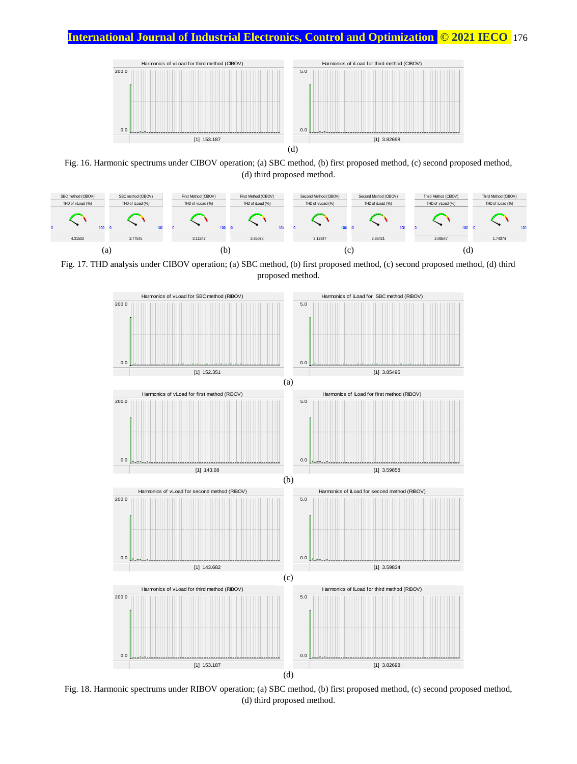Harmonics of vLoad for third method (CIBOV)

200.0

0.0

[1] 153.187

Harmonics of iLoad for third method (CIBOV)

5.0

0.0

[1] 3.82698

(d)

Fig. 16. Harmonic spectrums under CIBOV operation; (a) SBC method, (b) first proposed method, (c) second proposed method, (d) third proposed method.

| SBC method (CIBOV) THD of vLoad (%) | SBC method (CIBOV) THD of iLoad (%) | First Method (CIBOV) THD of vLoad (%) | First Method (CIBOV) THD of iLoad (%) | Second Method (CIBOV) THD of vLoad (%) | Second Method (CIBOV) THD of iLoad (%) | Third Method (CIBOV) THD of vLoad (%) | Third Method (CIBOV) THD of iLoad (%) |
| --- | --- | --- | --- | --- | --- | --- | --- |
| 4.31502 | 2.77545 | 3.11847 | 2.85078 | 3.12347 | 2.85421 | 2.06547 | 1.74374 |

(a) (b) (c) (d)

Fig. 17. THD analysis under CIBOV operation; (a) SBC method, (b) first proposed method, (c) second proposed method, (d) third proposed method.

Harmonics of vLoad for SBC method (RIBOV) — [1] 152.351

Harmonics of iLoad for SBC method (RIBOV) — [1] 3.85495

(a)

Harmonics of vLoad for first method (RIBOV) — [1] 143.68

Harmonics of iLoad for first method (RIBOV) — [1] 3.59858

(b)

Harmonics of vLoad for second method (RIBOV) — [1] 143.682

Harmonics of iLoad for second method (RIBOV) — [1] 3.59834

(c)

Harmonics of vLoad for third method (RIBOV) — [1] 153.187

Harmonics of iLoad for third method (RIBOV) — [1] 3.82698

(d)

Fig. 18. Harmonic spectrums under RIBOV operation; (a) SBC method, (b) first proposed method, (c) second proposed method, (d) third proposed method.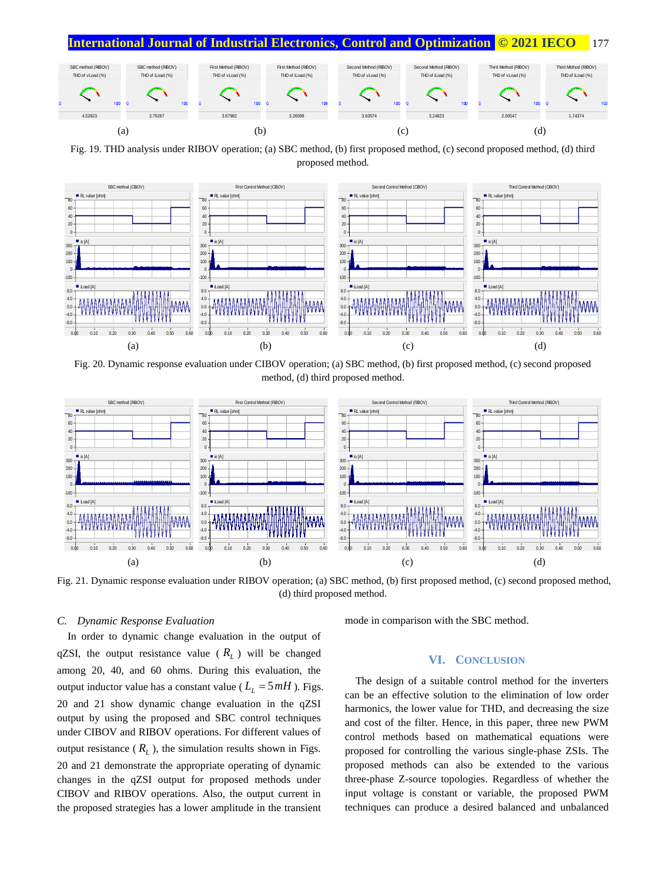Fig. 19. THD analysis under RIBOV operation; (a) SBC method, (b) first proposed method, (c) second proposed method, (d) third proposed method.

Fig. 20. Dynamic response evaluation under CIBOV operation; (a) SBC method, (b) first proposed method, (c) second proposed method, (d) third proposed method.

Fig. 21. Dynamic response evaluation under RIBOV operation; (a) SBC method, (b) first proposed method, (c) second proposed method, (d) third proposed method.

### C. *Dynamic Response Evaluation*

In order to dynamic change evaluation in the output of qZSI, the output resistance value ( $R_L$ ) will be changed among 20, 40, and 60 ohms. During this evaluation, the output inductor value has a constant value ( $L_L = 5mH$ ). Figs. 20 and 21 show dynamic change evaluation in the qZSI output by using the proposed and SBC control techniques under CIBOV and RIBOV operations. For different values of output resistance ( $R_L$ ), the simulation results shown in Figs. 20 and 21 demonstrate the appropriate operating of dynamic changes in the qZSI output for proposed methods under CIBOV and RIBOV operations. Also, the output current in the proposed strategies has a lower amplitude in the transient mode in comparison with the SBC method.

## VI. Conclusion

The design of a suitable control method for the inverters can be an effective solution to the elimination of low order harmonics, the lower value for THD, and decreasing the size and cost of the filter. Hence, in this paper, three new PWM control methods based on mathematical equations were proposed for controlling the various single-phase ZSIs. The proposed methods can also be extended to the various three-phase Z-source topologies. Regardless of whether the input voltage is constant or variable, the proposed PWM techniques can produce a desired balanced and unbalanced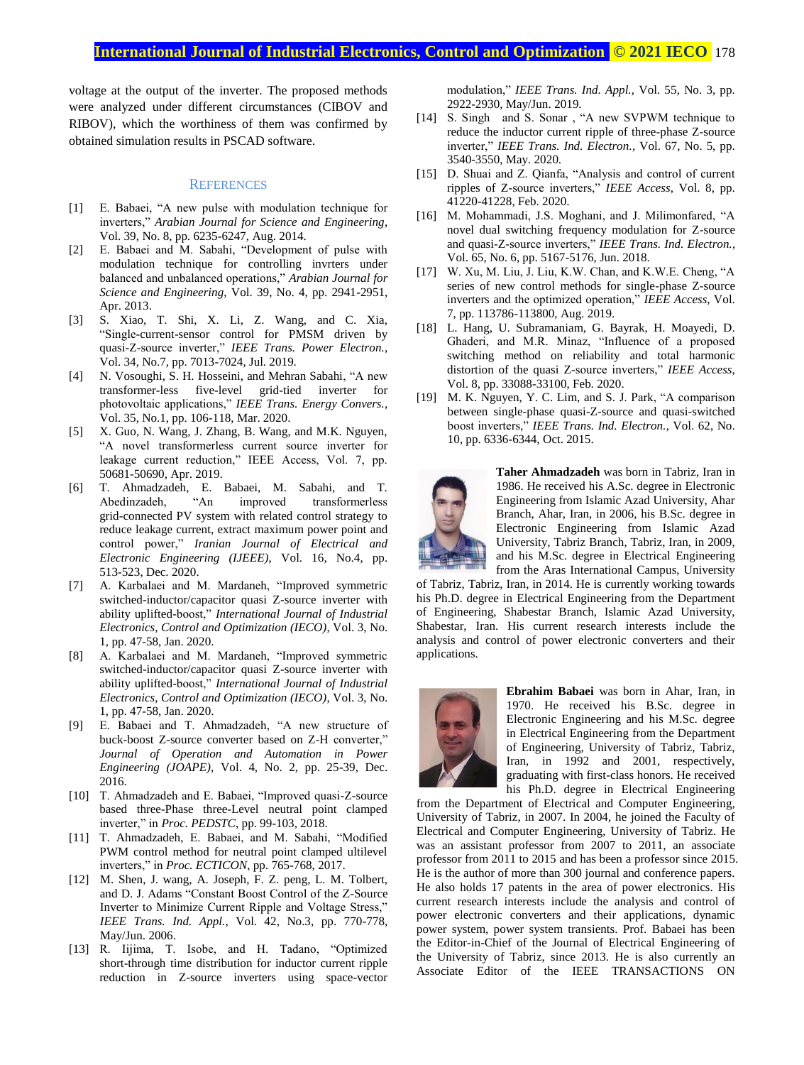voltage at the output of the inverter. The proposed methods were analyzed under different circumstances (CIBOV and RIBOV), which the worthiness of them was confirmed by obtained simulation results in PSCAD software.

## References

[1] E. Babaei, "A new pulse with modulation technique for inverters," *Arabian Journal for Science and Engineering*, Vol. 39, No. 8, pp. 6235-6247, Aug. 2014.

[2] E. Babaei and M. Sabahi, "Development of pulse with modulation technique for controlling invrters under balanced and unbalanced operations," *Arabian Journal for Science and Engineering*, Vol. 39, No. 4, pp. 2941-2951, Apr. 2013.

[3] S. Xiao, T. Shi, X. Li, Z. Wang, and C. Xia, "Single-current-sensor control for PMSM driven by quasi-Z-source inverter," *IEEE Trans. Power Electron.*, Vol. 34, No.7, pp. 7013-7024, Jul. 2019.

[4] N. Vosoughi, S. H. Hosseini, and Mehran Sabahi, "A new transformer-less five-level grid-tied inverter for photovoltaic applications," *IEEE Trans. Energy Convers.*, Vol. 35, No.1, pp. 106-118, Mar. 2020.

[5] X. Guo, N. Wang, J. Zhang, B. Wang, and M.K. Nguyen, "A novel transformerless current source inverter for leakage current reduction," IEEE Access, Vol. 7, pp. 50681-50690, Apr. 2019.

[6] T. Ahmadzadeh, E. Babaei, M. Sabahi, and T. Abedinzadeh, "An improved transformerless grid-connected PV system with related control strategy to reduce leakage current, extract maximum power point and control power," *Iranian Journal of Electrical and Electronic Engineering (IJEEE)*, Vol. 16, No.4, pp. 513-523, Dec. 2020.

[7] A. Karbalaei and M. Mardaneh, "Improved symmetric switched-inductor/capacitor quasi Z-source inverter with ability uplifted-boost," *International Journal of Industrial Electronics, Control and Optimization (IECO)*, Vol. 3, No. 1, pp. 47-58, Jan. 2020.

[8] A. Karbalaei and M. Mardaneh, "Improved symmetric switched-inductor/capacitor quasi Z-source inverter with ability uplifted-boost," *International Journal of Industrial Electronics, Control and Optimization (IECO)*, Vol. 3, No. 1, pp. 47-58, Jan. 2020.

[9] E. Babaei and T. Ahmadzadeh, "A new structure of buck-boost Z-source converter based on Z-H converter," *Journal of Operation and Automation in Power Engineering (JOAPE)*, Vol. 4, No. 2, pp. 25-39, Dec. 2016.

[10] T. Ahmadzadeh and E. Babaei, "Improved quasi-Z-source based three-Phase three-Level neutral point clamped inverter," in *Proc. PEDSTC*, pp. 99-103, 2018.

[11] T. Ahmadzadeh, E. Babaei, and M. Sabahi, "Modified PWM control method for neutral point clamped ultilevel inverters," in *Proc. ECTICON*, pp. 765-768, 2017.

[12] M. Shen, J. wang, A. Joseph, F. Z. peng, L. M. Tolbert, and D. J. Adams "Constant Boost Control of the Z-Source Inverter to Minimize Current Ripple and Voltage Stress," *IEEE Trans. Ind. Appl.*, Vol. 42, No.3, pp. 770-778, May/Jun. 2006.

[13] R. Iijima, T. Isobe, and H. Tadano, "Optimized short-through time distribution for inductor current ripple reduction in Z-source inverters using space-vector modulation," *IEEE Trans. Ind. Appl.*, Vol. 55, No. 3, pp. 2922-2930, May/Jun. 2019.

[14] S. Singh and S. Sonar , "A new SVPWM technique to reduce the inductor current ripple of three-phase Z-source inverter," *IEEE Trans. Ind. Electron.*, Vol. 67, No. 5, pp. 3540-3550, May. 2020.

[15] D. Shuai and Z. Qianfa, "Analysis and control of current ripples of Z-source inverters," *IEEE Access*, Vol. 8, pp. 41220-41228, Feb. 2020.

[16] M. Mohammadi, J.S. Moghani, and J. Milimonfared, "A novel dual switching frequency modulation for Z-source and quasi-Z-source inverters," *IEEE Trans. Ind. Electron.*, Vol. 65, No. 6, pp. 5167-5176, Jun. 2018.

[17] W. Xu, M. Liu, J. Liu, K.W. Chan, and K.W.E. Cheng, "A series of new control methods for single-phase Z-source inverters and the optimized operation," *IEEE Access*, Vol. 7, pp. 113786-113800, Aug. 2019.

[18] L. Hang, U. Subramaniam, G. Bayrak, H. Moayedi, D. Ghaderi, and M.R. Minaz, "Influence of a proposed switching method on reliability and total harmonic distortion of the quasi Z-source inverters," *IEEE Access*, Vol. 8, pp. 33088-33100, Feb. 2020.

[19] M. K. Nguyen, Y. C. Lim, and S. J. Park, "A comparison between single-phase quasi-Z-source and quasi-switched boost inverters," *IEEE Trans. Ind. Electron.*, Vol. 62, No. 10, pp. 6336-6344, Oct. 2015.

**Taher Ahmadzadeh** was born in Tabriz, Iran in 1986. He received his A.Sc. degree in Electronic Engineering from Islamic Azad University, Ahar Branch, Ahar, Iran, in 2006, his B.Sc. degree in Electronic Engineering from Islamic Azad University, Tabriz Branch, Tabriz, Iran, in 2009, and his M.Sc. degree in Electrical Engineering from the Aras International Campus, University of Tabriz, Tabriz, Iran, in 2014. He is currently working towards his Ph.D. degree in Electrical Engineering from the Department of Engineering, Shabestar Branch, Islamic Azad University, Shabestar, Iran. His current research interests include the analysis and control of power electronic converters and their applications.

**Ebrahim Babaei** was born in Ahar, Iran, in 1970. He received his B.Sc. degree in Electronic Engineering and his M.Sc. degree in Electrical Engineering from the Department of Engineering, University of Tabriz, Tabriz, Iran, in 1992 and 2001, respectively, graduating with first-class honors. He received his Ph.D. degree in Electrical Engineering from the Department of Electrical and Computer Engineering, University of Tabriz, in 2007. In 2004, he joined the Faculty of Electrical and Computer Engineering, University of Tabriz. He was an assistant professor from 2007 to 2011, an associate professor from 2011 to 2015 and has been a professor since 2015. He is the author of more than 300 journal and conference papers. He also holds 17 patents in the area of power electronics. His current research interests include the analysis and control of power electronic converters and their applications, dynamic power system, power system transients. Prof. Babaei has been the Editor-in-Chief of the Journal of Electrical Engineering of the University of Tabriz, since 2013. He is also currently an Associate Editor of the IEEE TRANSACTIONS ON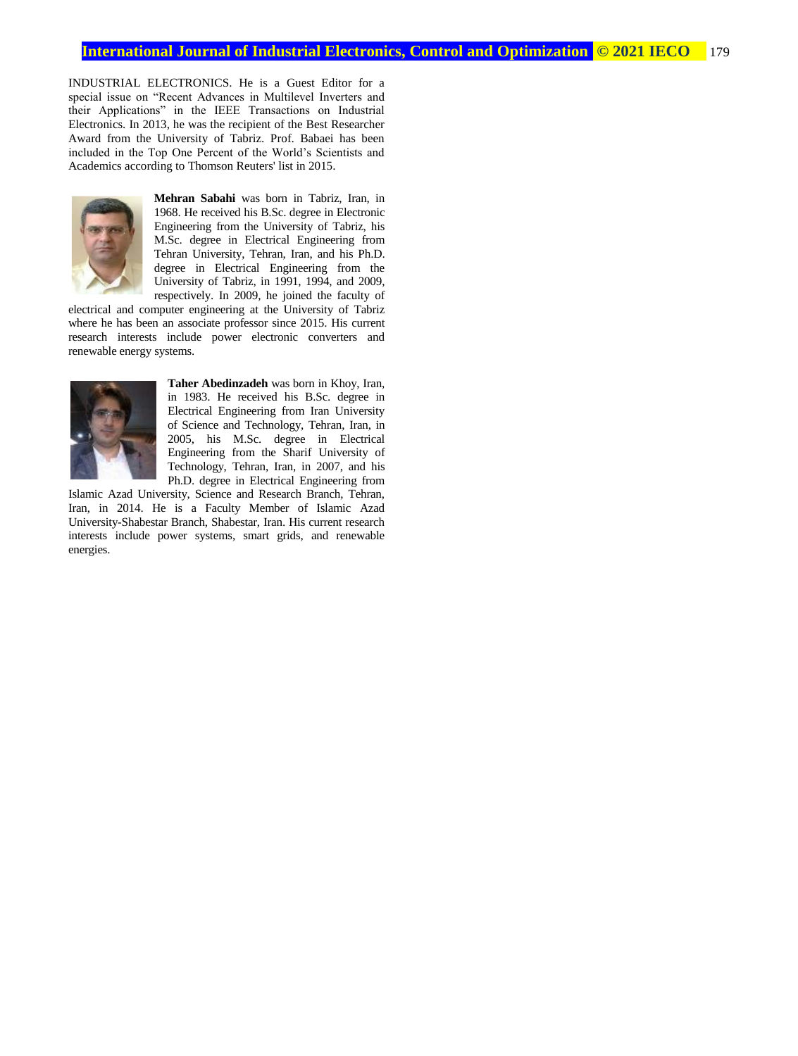INDUSTRIAL ELECTRONICS. He is a Guest Editor for a special issue on "Recent Advances in Multilevel Inverters and their Applications" in the IEEE Transactions on Industrial Electronics. In 2013, he was the recipient of the Best Researcher Award from the University of Tabriz. Prof. Babaei has been included in the Top One Percent of the World's Scientists and Academics according to Thomson Reuters' list in 2015.

**Mehran Sabahi** was born in Tabriz, Iran, in 1968. He received his B.Sc. degree in Electronic Engineering from the University of Tabriz, his M.Sc. degree in Electrical Engineering from Tehran University, Tehran, Iran, and his Ph.D. degree in Electrical Engineering from the University of Tabriz, in 1991, 1994, and 2009, respectively. In 2009, he joined the faculty of electrical and computer engineering at the University of Tabriz where he has been an associate professor since 2015. His current research interests include power electronic converters and renewable energy systems.

**Taher Abedinzadeh** was born in Khoy, Iran, in 1983. He received his B.Sc. degree in Electrical Engineering from Iran University of Science and Technology, Tehran, Iran, in 2005, his M.Sc. degree in Electrical Engineering from the Sharif University of Technology, Tehran, Iran, in 2007, and his Ph.D. degree in Electrical Engineering from Islamic Azad University, Science and Research Branch, Tehran, Iran, in 2014. He is a Faculty Member of Islamic Azad University-Shabestar Branch, Shabestar, Iran. His current research interests include power systems, smart grids, and renewable energies.